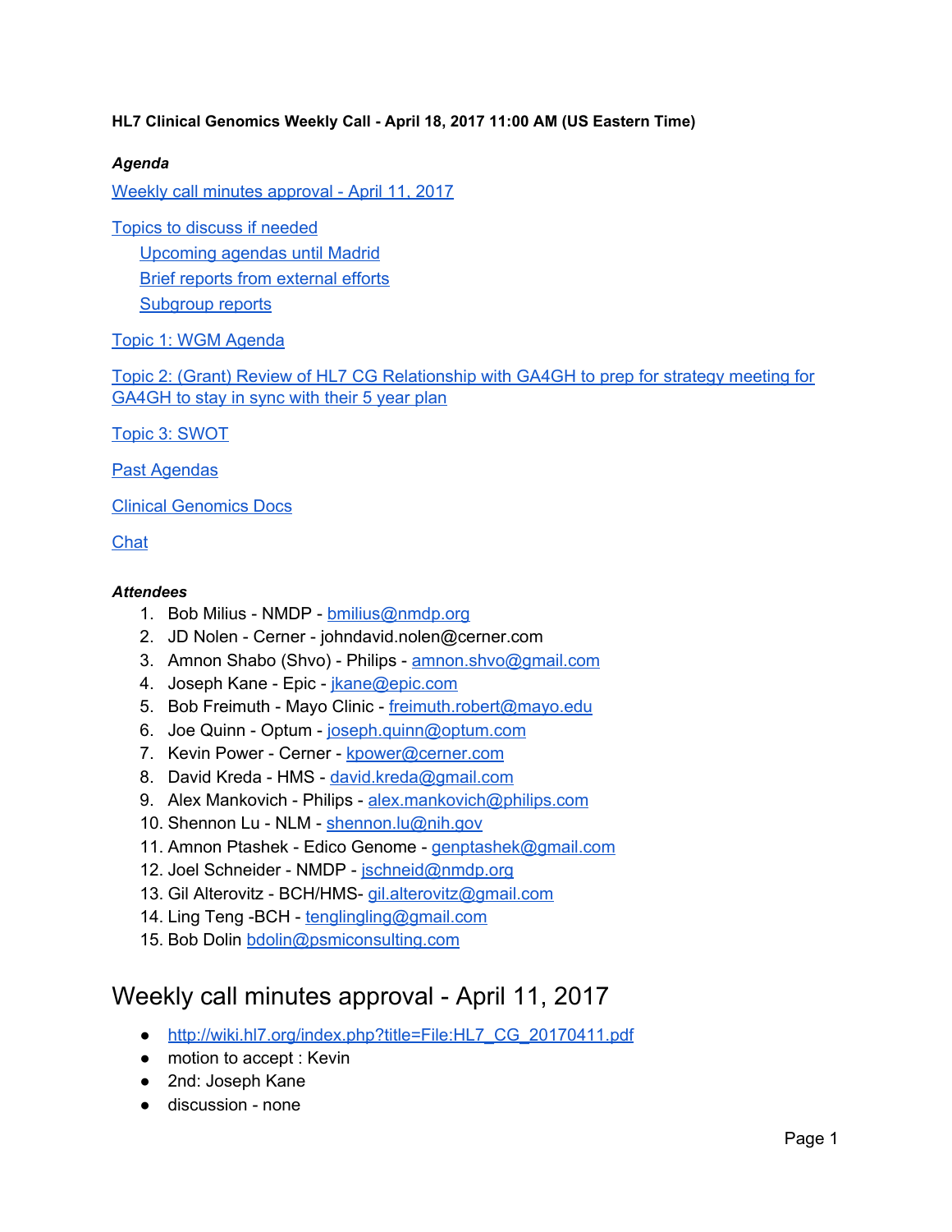**HL7 Clinical Genomics Weekly Call - April 18, 2017 11:00 AM (US Eastern Time)**

***Agenda***

Weekly call minutes approval - April 11, 2017

Topics to discuss if needed

- Upcoming agendas until Madrid
- Brief reports from external efforts
- Subgroup reports

Topic 1: WGM Agenda

Topic 2: (Grant) Review of HL7 CG Relationship with GA4GH to prep for strategy meeting for GA4GH to stay in sync with their 5 year plan

Topic 3: SWOT

Past Agendas

Clinical Genomics Docs

Chat

***Attendees***

1. Bob Milius - NMDP - bmilius@nmdp.org
2. JD Nolen - Cerner - johndavid.nolen@cerner.com
3. Amnon Shabo (Shvo) - Philips - amnon.shvo@gmail.com
4. Joseph Kane - Epic - jkane@epic.com
5. Bob Freimuth - Mayo Clinic - freimuth.robert@mayo.edu
6. Joe Quinn - Optum - joseph.quinn@optum.com
7. Kevin Power - Cerner - kpower@cerner.com
8. David Kreda - HMS - david.kreda@gmail.com
9. Alex Mankovich - Philips - alex.mankovich@philips.com
10. Shennon Lu - NLM - shennon.lu@nih.gov
11. Amnon Ptashek - Edico Genome - genptashek@gmail.com
12. Joel Schneider - NMDP - jschneid@nmdp.org
13. Gil Alterovitz - BCH/HMS- gil.alterovitz@gmail.com
14. Ling Teng -BCH - tenglingling@gmail.com
15. Bob Dolin bdolin@psmiconsulting.com

# Weekly call minutes approval - April 11, 2017

- http://wiki.hl7.org/index.php?title=File:HL7_CG_20170411.pdf
- motion to accept : Kevin
- 2nd: Joseph Kane
- discussion - none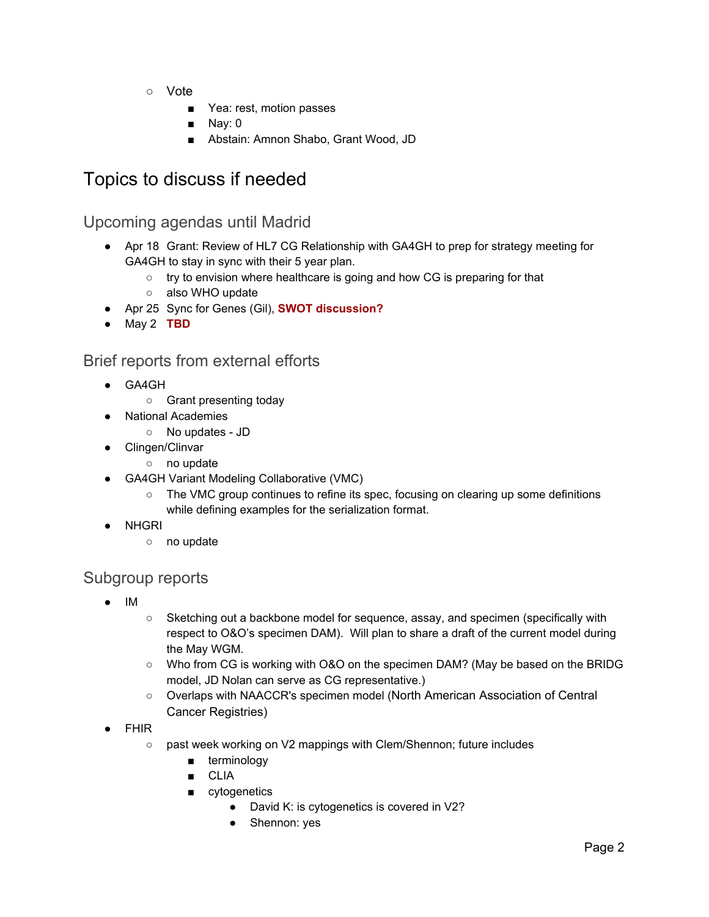- Vote
  - Yea: rest, motion passes
  - Nay: 0
  - Abstain: Amnon Shabo, Grant Wood, JD

# Topics to discuss if needed

## Upcoming agendas until Madrid

- Apr 18 Grant: Review of HL7 CG Relationship with GA4GH to prep for strategy meeting for GA4GH to stay in sync with their 5 year plan.
  - try to envision where healthcare is going and how CG is preparing for that
  - also WHO update
- Apr 25 Sync for Genes (Gil), **SWOT discussion?**
- May 2 **TBD**

## Brief reports from external efforts

- GA4GH
  - Grant presenting today
- National Academies
  - No updates - JD
- Clingen/Clinvar
  - no update
- GA4GH Variant Modeling Collaborative (VMC)
  - The VMC group continues to refine its spec, focusing on clearing up some definitions while defining examples for the serialization format.
- NHGRI
  - no update

## Subgroup reports

- IM
  - Sketching out a backbone model for sequence, assay, and specimen (specifically with respect to O&O's specimen DAM). Will plan to share a draft of the current model during the May WGM.
  - Who from CG is working with O&O on the specimen DAM? (May be based on the BRIDG model, JD Nolan can serve as CG representative.)
  - Overlaps with NAACCR's specimen model (North American Association of Central Cancer Registries)
- FHIR
  - past week working on V2 mappings with Clem/Shennon; future includes
    - terminology
    - CLIA
    - cytogenetics
      - David K: is cytogenetics is covered in V2?
      - Shennon: yes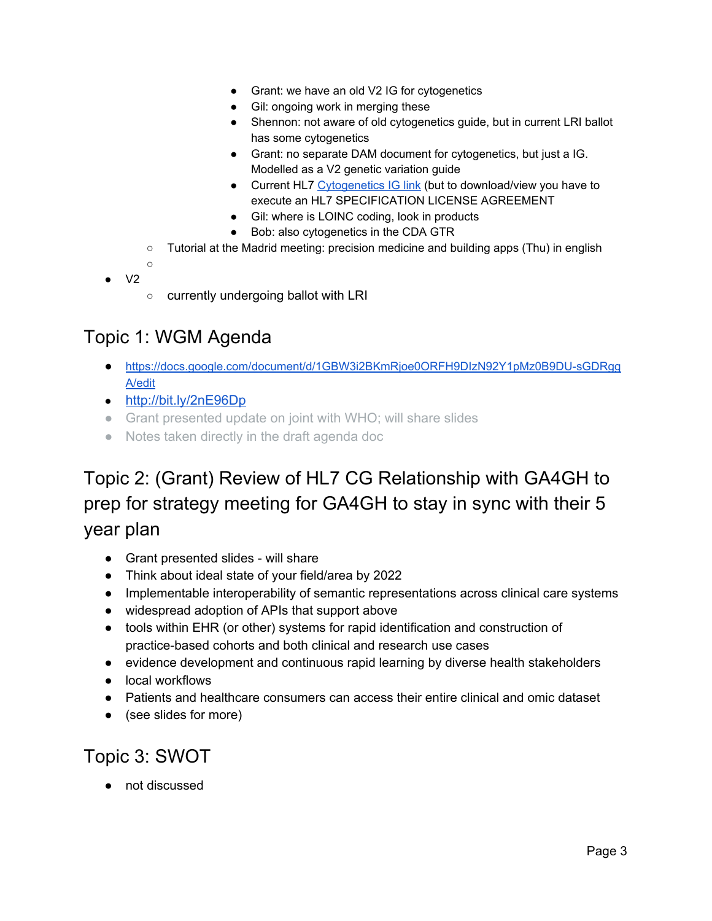- Grant: we have an old V2 IG for cytogenetics
            - Gil: ongoing work in merging these
            - Shennon: not aware of old cytogenetics guide, but in current LRI ballot has some cytogenetics
            - Grant: no separate DAM document for cytogenetics, but just a IG. Modelled as a V2 genetic variation guide
            - Current HL7 [Cytogenetics IG link]() (but to download/view you have to execute an HL7 SPECIFICATION LICENSE AGREEMENT
            - Gil: where is LOINC coding, look in products
            - Bob: also cytogenetics in the CDA GTR
    - Tutorial at the Madrid meeting: precision medicine and building apps (Thu) in english
    - 
- V2
    - currently undergoing ballot with LRI

## Topic 1: WGM Agenda

- [https://docs.google.com/document/d/1GBW3i2BKmRjoe0ORFH9DIzN92Y1pMz0B9DU-sGDRggA/edit](https://docs.google.com/document/d/1GBW3i2BKmRjoe0ORFH9DIzN92Y1pMz0B9DU-sGDRggA/edit)
- [http://bit.ly/2nE96Dp](http://bit.ly/2nE96Dp)
- Grant presented update on joint with WHO; will share slides
- Notes taken directly in the draft agenda doc

## Topic 2: (Grant) Review of HL7 CG Relationship with GA4GH to prep for strategy meeting for GA4GH to stay in sync with their 5 year plan

- Grant presented slides - will share
- Think about ideal state of your field/area by 2022
- Implementable interoperability of semantic representations across clinical care systems
- widespread adoption of APIs that support above
- tools within EHR (or other) systems for rapid identification and construction of practice-based cohorts and both clinical and research use cases
- evidence development and continuous rapid learning by diverse health stakeholders
- local workflows
- Patients and healthcare consumers can access their entire clinical and omic dataset
- (see slides for more)

## Topic 3: SWOT

- not discussed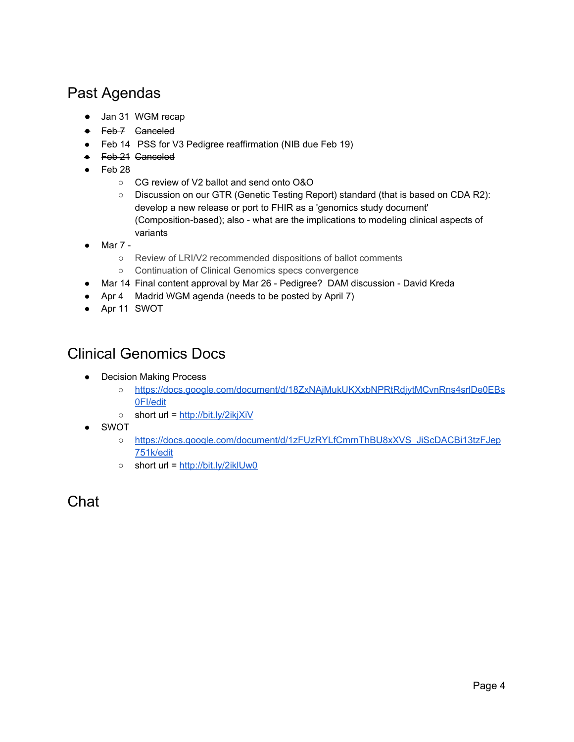## Past Agendas

- Jan 31 WGM recap
- ~~Feb 7 Canceled~~
- Feb 14 PSS for V3 Pedigree reaffirmation (NIB due Feb 19)
- ~~Feb 21 Canceled~~
- Feb 28
  - CG review of V2 ballot and send onto O&O
  - Discussion on our GTR (Genetic Testing Report) standard (that is based on CDA R2): develop a new release or port to FHIR as a 'genomics study document' (Composition-based); also - what are the implications to modeling clinical aspects of variants
- Mar 7 -
  - Review of LRI/V2 recommended dispositions of ballot comments
  - Continuation of Clinical Genomics specs convergence
- Mar 14 Final content approval by Mar 26 - Pedigree? DAM discussion - David Kreda
- Apr 4 Madrid WGM agenda (needs to be posted by April 7)
- Apr 11 SWOT

## Clinical Genomics Docs

- Decision Making Process
  - https://docs.google.com/document/d/18ZxNAjMukUKXxbNPRtRdjytMCvnRns4srlDe0EBs0FI/edit
  - short url = http://bit.ly/2ikjXiV
- SWOT
  - https://docs.google.com/document/d/1zFUzRYLfCmrnThBU8xXVS_JiScDACBi13tzFJep751k/edit
  - short url = http://bit.ly/2iklUw0

## Chat